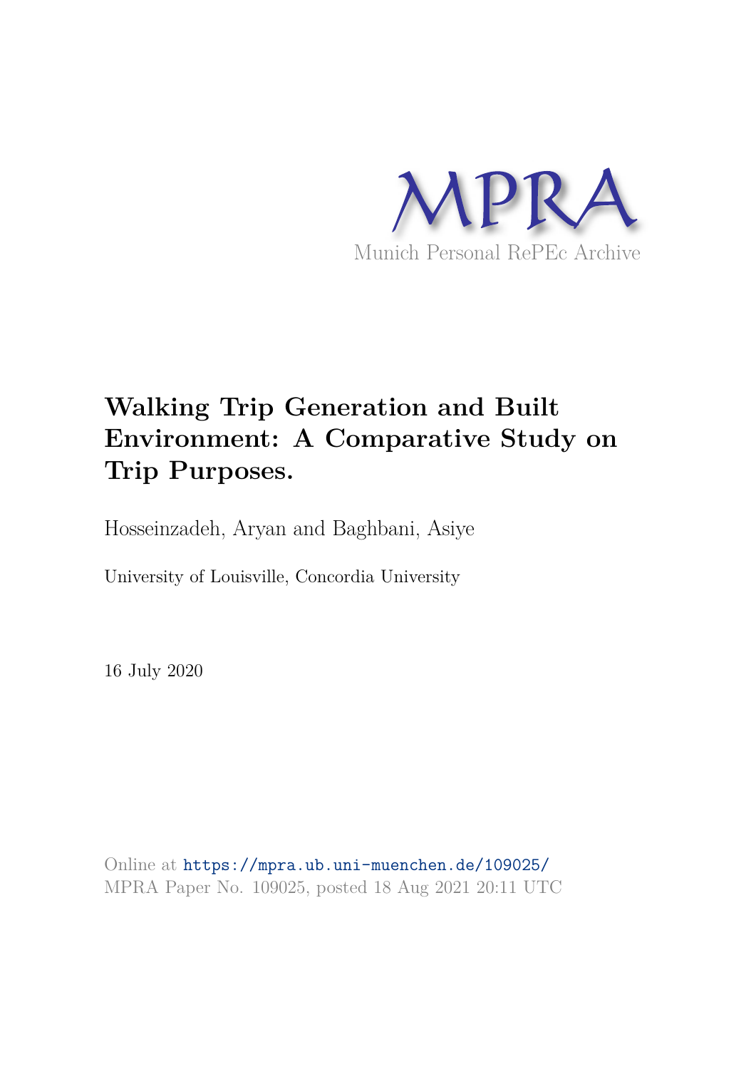MPRA

Munich Personal RePEc Archive

# Walking Trip Generation and Built Environment: A Comparative Study on Trip Purposes.

Hosseinzadeh, Aryan and Baghbani, Asiye

University of Louisville, Concordia University

16 July 2020

Online at https://mpra.ub.uni-muenchen.de/109025/
MPRA Paper No. 109025, posted 18 Aug 2021 20:11 UTC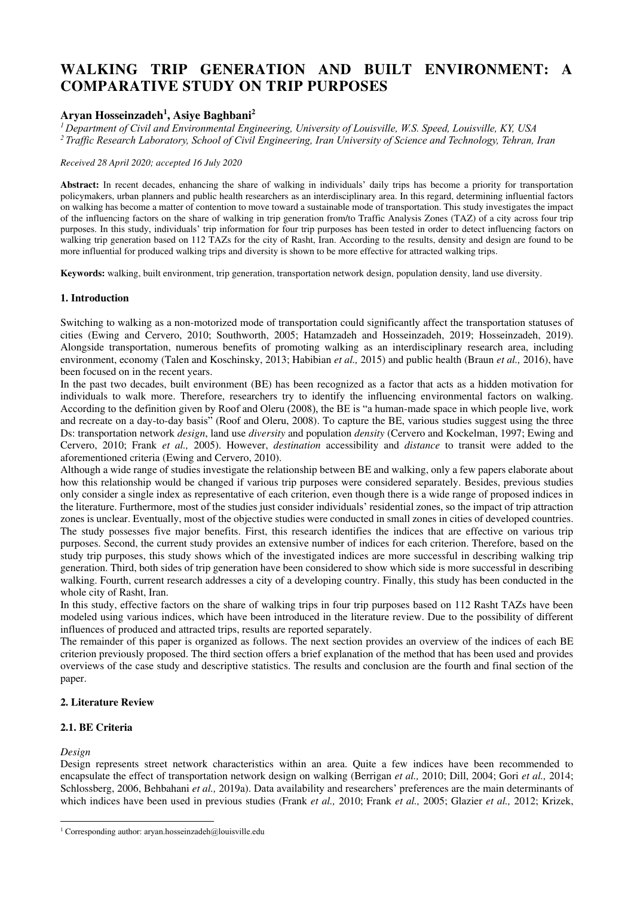# WALKING TRIP GENERATION AND BUILT ENVIRONMENT: A COMPARATIVE STUDY ON TRIP PURPOSES

**Aryan Hosseinzadeh[1], Asiye Baghbani[2]**

*[1] Department of Civil and Environmental Engineering, University of Louisville, W.S. Speed, Louisville, KY, USA*
*[2] Traffic Research Laboratory, School of Civil Engineering, Iran University of Science and Technology, Tehran, Iran*

*Received 28 April 2020; accepted 16 July 2020*

**Abstract:** In recent decades, enhancing the share of walking in individuals' daily trips has become a priority for transportation policymakers, urban planners and public health researchers as an interdisciplinary area. In this regard, determining influential factors on walking has become a matter of contention to move toward a sustainable mode of transportation. This study investigates the impact of the influencing factors on the share of walking in trip generation from/to Traffic Analysis Zones (TAZ) of a city across four trip purposes. In this study, individuals' trip information for four trip purposes has been tested in order to detect influencing factors on walking trip generation based on 112 TAZs for the city of Rasht, Iran. According to the results, density and design are found to be more influential for produced walking trips and diversity is shown to be more effective for attracted walking trips.

**Keywords:** walking, built environment, trip generation, transportation network design, population density, land use diversity.

## 1. Introduction

Switching to walking as a non-motorized mode of transportation could significantly affect the transportation statuses of cities (Ewing and Cervero, 2010; Southworth, 2005; Hatamzadeh and Hosseinzadeh, 2019; Hosseinzadeh, 2019). Alongside transportation, numerous benefits of promoting walking as an interdisciplinary research area, including environment, economy (Talen and Koschinsky, 2013; Habibian *et al.,* 2015) and public health (Braun *et al.,* 2016), have been focused on in the recent years.

In the past two decades, built environment (BE) has been recognized as a factor that acts as a hidden motivation for individuals to walk more. Therefore, researchers try to identify the influencing environmental factors on walking. According to the definition given by Roof and Oleru (2008), the BE is "a human-made space in which people live, work and recreate on a day-to-day basis" (Roof and Oleru, 2008). To capture the BE, various studies suggest using the three Ds: transportation network *design*, land use *diversity* and population *density* (Cervero and Kockelman, 1997; Ewing and Cervero, 2010; Frank *et al.,* 2005). However, *destination* accessibility and *distance* to transit were added to the aforementioned criteria (Ewing and Cervero, 2010).

Although a wide range of studies investigate the relationship between BE and walking, only a few papers elaborate about how this relationship would be changed if various trip purposes were considered separately. Besides, previous studies only consider a single index as representative of each criterion, even though there is a wide range of proposed indices in the literature. Furthermore, most of the studies just consider individuals' residential zones, so the impact of trip attraction zones is unclear. Eventually, most of the objective studies were conducted in small zones in cities of developed countries. The study possesses five major benefits. First, this research identifies the indices that are effective on various trip purposes. Second, the current study provides an extensive number of indices for each criterion. Therefore, based on the study trip purposes, this study shows which of the investigated indices are more successful in describing walking trip generation. Third, both sides of trip generation have been considered to show which side is more successful in describing walking. Fourth, current research addresses a city of a developing country. Finally, this study has been conducted in the whole city of Rasht, Iran.

In this study, effective factors on the share of walking trips in four trip purposes based on 112 Rasht TAZs have been modeled using various indices, which have been introduced in the literature review. Due to the possibility of different influences of produced and attracted trips, results are reported separately.

The remainder of this paper is organized as follows. The next section provides an overview of the indices of each BE criterion previously proposed. The third section offers a brief explanation of the method that has been used and provides overviews of the case study and descriptive statistics. The results and conclusion are the fourth and final section of the paper.

## 2. Literature Review

### 2.1. BE Criteria

*Design*

Design represents street network characteristics within an area. Quite a few indices have been recommended to encapsulate the effect of transportation network design on walking (Berrigan *et al.,* 2010; Dill, 2004; Gori *et al.,* 2014; Schlossberg, 2006, Behbahani *et al.,* 2019a). Data availability and researchers' preferences are the main determinants of which indices have been used in previous studies (Frank *et al.,* 2010; Frank *et al.,* 2005; Glazier *et al.,* 2012; Krizek,

[1] Corresponding author: aryan.hosseinzadeh@louisville.edu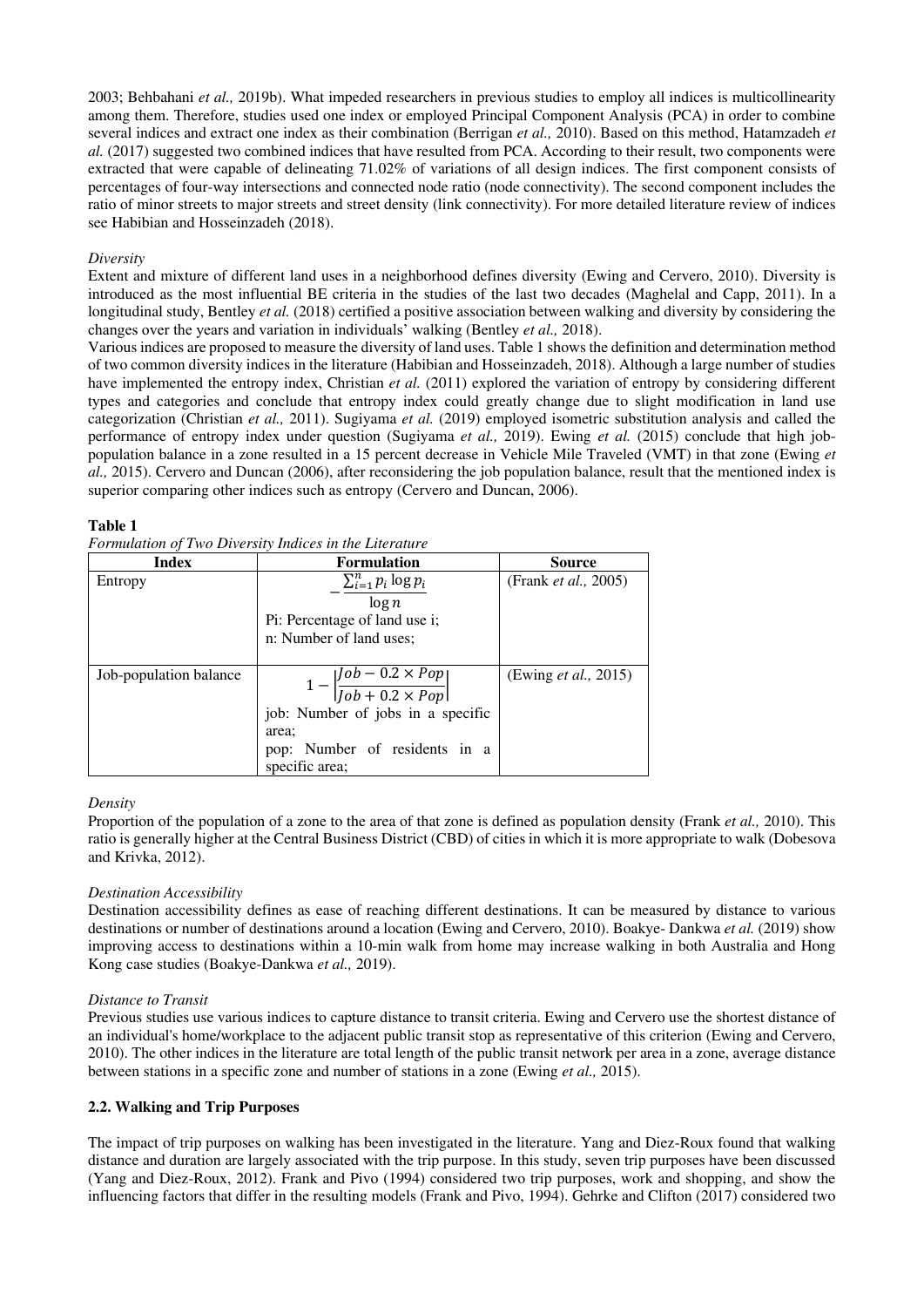2003; Behbahani *et al.,* 2019b). What impeded researchers in previous studies to employ all indices is multicollinearity among them. Therefore, studies used one index or employed Principal Component Analysis (PCA) in order to combine several indices and extract one index as their combination (Berrigan *et al.,* 2010). Based on this method, Hatamzadeh *et al.* (2017) suggested two combined indices that have resulted from PCA. According to their result, two components were extracted that were capable of delineating 71.02% of variations of all design indices. The first component consists of percentages of four-way intersections and connected node ratio (node connectivity). The second component includes the ratio of minor streets to major streets and street density (link connectivity). For more detailed literature review of indices see Habibian and Hosseinzadeh (2018).

*Diversity*

Extent and mixture of different land uses in a neighborhood defines diversity (Ewing and Cervero, 2010). Diversity is introduced as the most influential BE criteria in the studies of the last two decades (Maghelal and Capp, 2011). In a longitudinal study, Bentley *et al.* (2018) certified a positive association between walking and diversity by considering the changes over the years and variation in individuals' walking (Bentley *et al.,* 2018).

Various indices are proposed to measure the diversity of land uses. Table 1 shows the definition and determination method of two common diversity indices in the literature (Habibian and Hosseinzadeh, 2018). Although a large number of studies have implemented the entropy index, Christian *et al.* (2011) explored the variation of entropy by considering different types and categories and conclude that entropy index could greatly change due to slight modification in land use categorization (Christian *et al.,* 2011). Sugiyama *et al.* (2019) employed isometric substitution analysis and called the performance of entropy index under question (Sugiyama *et al.,* 2019). Ewing *et al.* (2015) conclude that high job-population balance in a zone resulted in a 15 percent decrease in Vehicle Mile Traveled (VMT) in that zone (Ewing *et al.,* 2015). Cervero and Duncan (2006), after reconsidering the job population balance, result that the mentioned index is superior comparing other indices such as entropy (Cervero and Duncan, 2006).

**Table 1**

*Formulation of Two Diversity Indices in the Literature*

| Index | Formulation | Source |
|---|---|---|
| Entropy | $-\frac{\sum_{i=1}^{n} p_i \log p_i}{\log n}$ <br> Pi: Percentage of land use i; <br> n: Number of land uses; | (Frank *et al.,* 2005) |
| Job-population balance | $1 - \left\lvert\frac{Job - 0.2 \times Pop}{Job + 0.2 \times Pop}\right\rvert$ <br> job: Number of jobs in a specific area; <br> pop: Number of residents in a specific area; | (Ewing *et al.,* 2015) |

*Density*

Proportion of the population of a zone to the area of that zone is defined as population density (Frank *et al.,* 2010). This ratio is generally higher at the Central Business District (CBD) of cities in which it is more appropriate to walk (Dobesova and Krivka, 2012).

*Destination Accessibility*

Destination accessibility defines as ease of reaching different destinations. It can be measured by distance to various destinations or number of destinations around a location (Ewing and Cervero, 2010). Boakye- Dankwa *et al.* (2019) show improving access to destinations within a 10-min walk from home may increase walking in both Australia and Hong Kong case studies (Boakye-Dankwa *et al.,* 2019).

*Distance to Transit*

Previous studies use various indices to capture distance to transit criteria. Ewing and Cervero use the shortest distance of an individual's home/workplace to the adjacent public transit stop as representative of this criterion (Ewing and Cervero, 2010). The other indices in the literature are total length of the public transit network per area in a zone, average distance between stations in a specific zone and number of stations in a zone (Ewing *et al.,* 2015).

### 2.2. Walking and Trip Purposes

The impact of trip purposes on walking has been investigated in the literature. Yang and Diez-Roux found that walking distance and duration are largely associated with the trip purpose. In this study, seven trip purposes have been discussed (Yang and Diez-Roux, 2012). Frank and Pivo (1994) considered two trip purposes, work and shopping, and show the influencing factors that differ in the resulting models (Frank and Pivo, 1994). Gehrke and Clifton (2017) considered two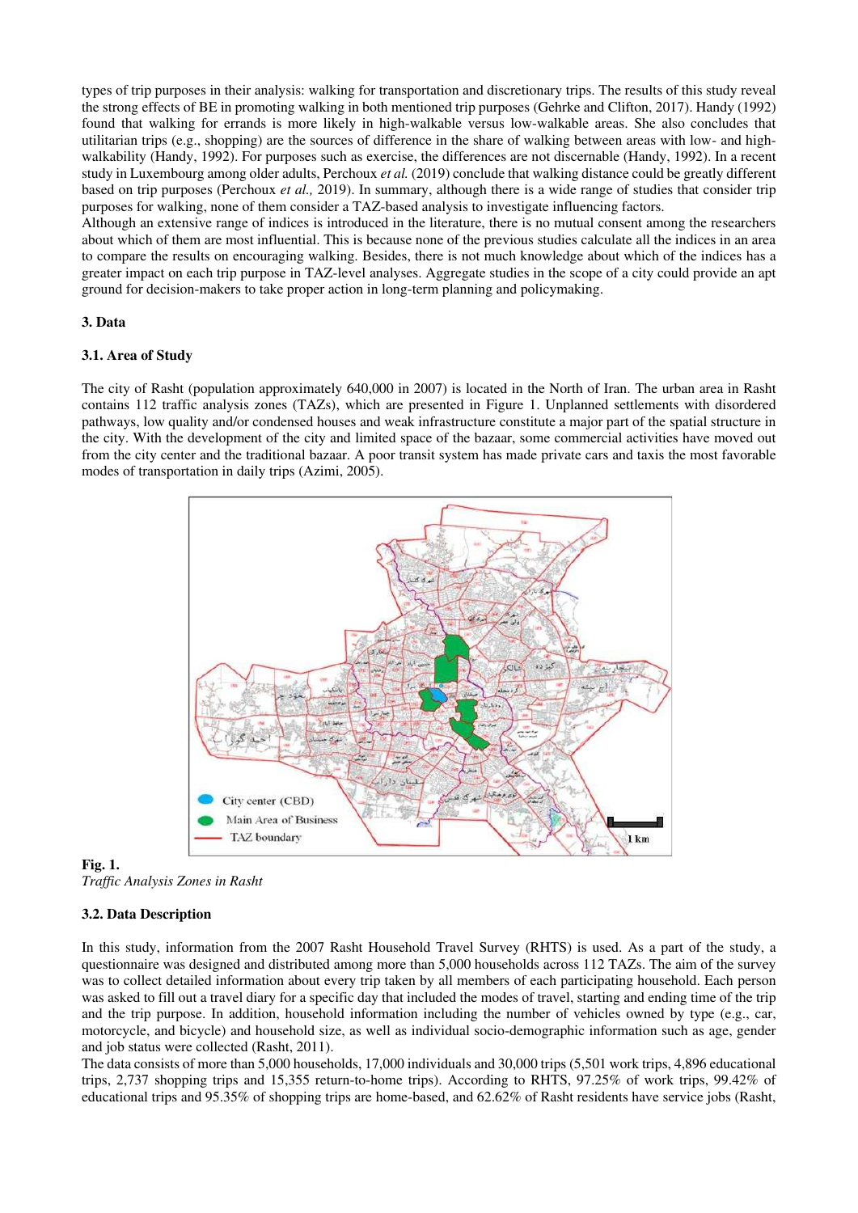types of trip purposes in their analysis: walking for transportation and discretionary trips. The results of this study reveal the strong effects of BE in promoting walking in both mentioned trip purposes (Gehrke and Clifton, 2017). Handy (1992) found that walking for errands is more likely in high-walkable versus low-walkable areas. She also concludes that utilitarian trips (e.g., shopping) are the sources of difference in the share of walking between areas with low- and high-walkability (Handy, 1992). For purposes such as exercise, the differences are not discernable (Handy, 1992). In a recent study in Luxembourg among older adults, Perchoux *et al.* (2019) conclude that walking distance could be greatly different based on trip purposes (Perchoux *et al.,* 2019). In summary, although there is a wide range of studies that consider trip purposes for walking, none of them consider a TAZ-based analysis to investigate influencing factors.

Although an extensive range of indices is introduced in the literature, there is no mutual consent among the researchers about which of them are most influential. This is because none of the previous studies calculate all the indices in an area to compare the results on encouraging walking. Besides, there is not much knowledge about which of the indices has a greater impact on each trip purpose in TAZ-level analyses. Aggregate studies in the scope of a city could provide an apt ground for decision-makers to take proper action in long-term planning and policymaking.

## 3. Data

### 3.1. Area of Study

The city of Rasht (population approximately 640,000 in 2007) is located in the North of Iran. The urban area in Rasht contains 112 traffic analysis zones (TAZs), which are presented in Figure 1. Unplanned settlements with disordered pathways, low quality and/or condensed houses and weak infrastructure constitute a major part of the spatial structure in the city. With the development of the city and limited space of the bazaar, some commercial activities have moved out from the city center and the traditional bazaar. A poor transit system has made private cars and taxis the most favorable modes of transportation in daily trips (Azimi, 2005).

**Fig. 1.**
*Traffic Analysis Zones in Rasht*

### 3.2. Data Description

In this study, information from the 2007 Rasht Household Travel Survey (RHTS) is used. As a part of the study, a questionnaire was designed and distributed among more than 5,000 households across 112 TAZs. The aim of the survey was to collect detailed information about every trip taken by all members of each participating household. Each person was asked to fill out a travel diary for a specific day that included the modes of travel, starting and ending time of the trip and the trip purpose. In addition, household information including the number of vehicles owned by type (e.g., car, motorcycle, and bicycle) and household size, as well as individual socio-demographic information such as age, gender and job status were collected (Rasht, 2011).

The data consists of more than 5,000 households, 17,000 individuals and 30,000 trips (5,501 work trips, 4,896 educational trips, 2,737 shopping trips and 15,355 return-to-home trips). According to RHTS, 97.25% of work trips, 99.42% of educational trips and 95.35% of shopping trips are home-based, and 62.62% of Rasht residents have service jobs (Rasht,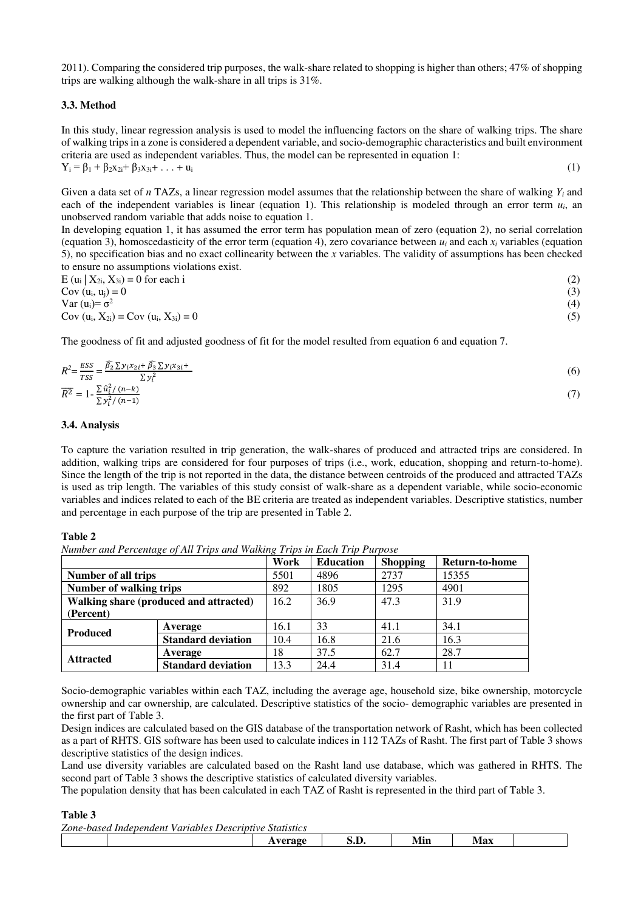2011). Comparing the considered trip purposes, the walk-share related to shopping is higher than others; 47% of shopping trips are walking although the walk-share in all trips is 31%.

### 3.3. Method

In this study, linear regression analysis is used to model the influencing factors on the share of walking trips. The share of walking trips in a zone is considered a dependent variable, and socio-demographic characteristics and built environment criteria are used as independent variables. Thus, the model can be represented in equation 1:

$$Y_i = \beta_1 + \beta_2 x_{2i} + \beta_3 x_{3i} + \ldots + u_i \tag{1}$$

Given a data set of $n$ TAZs, a linear regression model assumes that the relationship between the share of walking $Y_i$ and each of the independent variables is linear (equation 1). This relationship is modeled through an error term $u_i$, an unobserved random variable that adds noise to equation 1.

In developing equation 1, it has assumed the error term has population mean of zero (equation 2), no serial correlation (equation 3), homoscedasticity of the error term (equation 4), zero covariance between $u_i$ and each $x_i$ variables (equation 5), no specification bias and no exact collinearity between the $x$ variables. The validity of assumptions has been checked to ensure no assumptions violations exist.

$$E(u_i \mid X_{2i}, X_{3i}) = 0 \text{ for each i} \tag{2}$$

$$Cov(u_i, u_j) = 0 \tag{3}$$

$$Var(u_i) = \sigma^2 \tag{4}$$

$$Cov(u_i, X_{2i}) = Cov(u_i, X_{3i}) = 0 \tag{5}$$

The goodness of fit and adjusted goodness of fit for the model resulted from equation 6 and equation 7.

$$R^2 = \frac{ESS}{TSS} = \frac{\widehat{\beta_2}\sum y_i x_{2i} + \widehat{\beta_3}\sum y_i x_{3i} +}{\sum y_i^2} \tag{6}$$

$$\overline{R^2} = 1 - \frac{\sum \hat{u}_i^2/(n-k)}{\sum y_i^2/(n-1)} \tag{7}$$

### 3.4. Analysis

To capture the variation resulted in trip generation, the walk-shares of produced and attracted trips are considered. In addition, walking trips are considered for four purposes of trips (i.e., work, education, shopping and return-to-home). Since the length of the trip is not reported in the data, the distance between centroids of the produced and attracted TAZs is used as trip length. The variables of this study consist of walk-share as a dependent variable, while socio-economic variables and indices related to each of the BE criteria are treated as independent variables. Descriptive statistics, number and percentage in each purpose of the trip are presented in Table 2.

**Table 2**

*Number and Percentage of All Trips and Walking Trips in Each Trip Purpose*

| | | Work | Education | Shopping | Return-to-home |
|---|---|---|---|---|---|
| **Number of all trips** | | 5501 | 4896 | 2737 | 15355 |
| **Number of walking trips** | | 892 | 1805 | 1295 | 4901 |
| **Walking share (produced and attracted) (Percent)** | | 16.2 | 36.9 | 47.3 | 31.9 |
| **Produced** | **Average** | 16.1 | 33 | 41.1 | 34.1 |
| | **Standard deviation** | 10.4 | 16.8 | 21.6 | 16.3 |
| **Attracted** | **Average** | 18 | 37.5 | 62.7 | 28.7 |
| | **Standard deviation** | 13.3 | 24.4 | 31.4 | 11 |

Socio-demographic variables within each TAZ, including the average age, household size, bike ownership, motorcycle ownership and car ownership, are calculated. Descriptive statistics of the socio- demographic variables are presented in the first part of Table 3.

Design indices are calculated based on the GIS database of the transportation network of Rasht, which has been collected as a part of RHTS. GIS software has been used to calculate indices in 112 TAZs of Rasht. The first part of Table 3 shows descriptive statistics of the design indices.

Land use diversity variables are calculated based on the Rasht land use database, which was gathered in RHTS. The second part of Table 3 shows the descriptive statistics of calculated diversity variables.

The population density that has been calculated in each TAZ of Rasht is represented in the third part of Table 3.

**Table 3**

*Zone-based Independent Variables Descriptive Statistics*

| | | Average | S.D. | Min | Max | |
|---|---|---|---|---|---|---|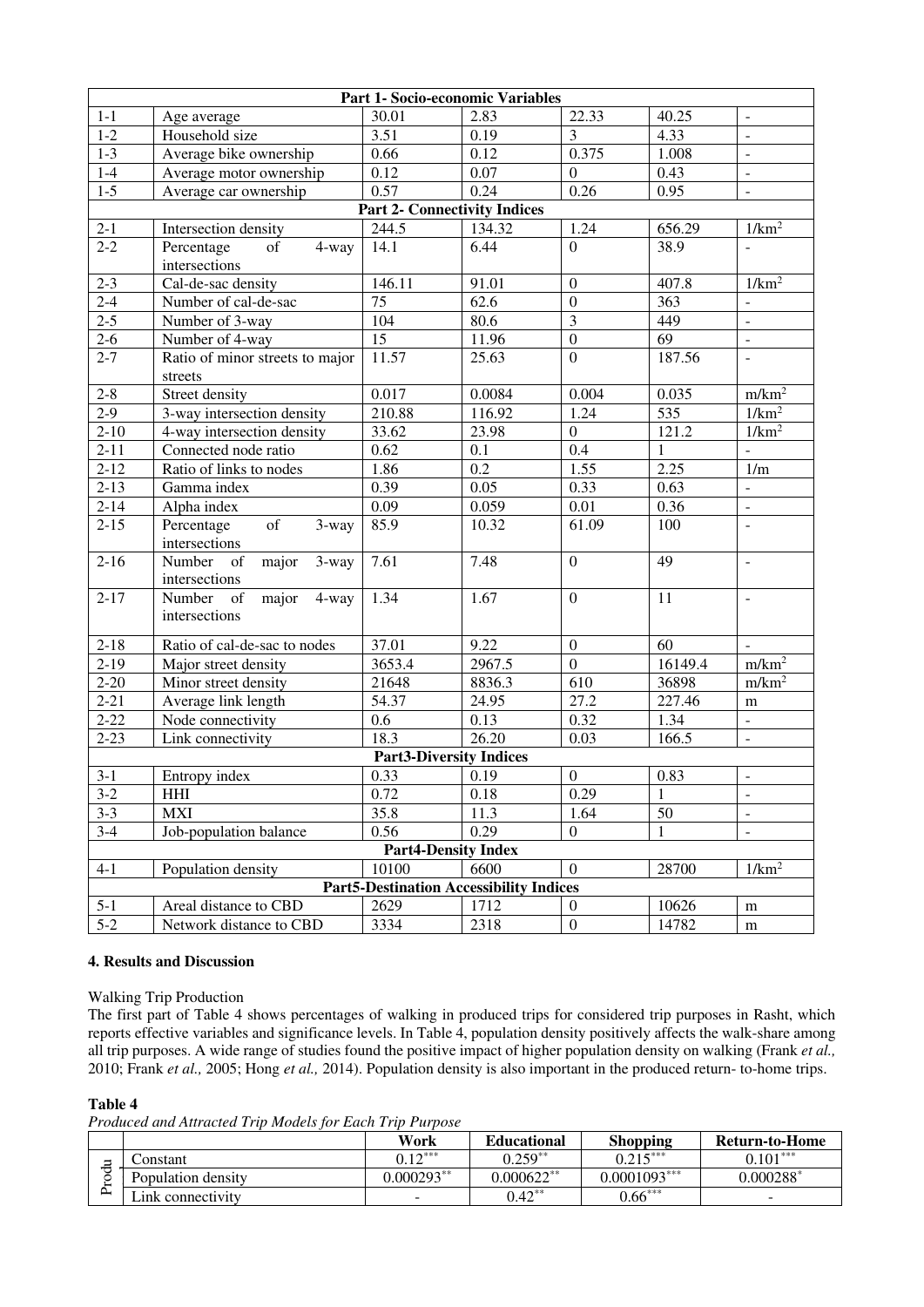| | | | | | | |
|---|---|---|---|---|---|---|
| **Part 1- Socio-economic Variables** | | | | | | |
| 1-1 | Age average | 30.01 | 2.83 | 22.33 | 40.25 | - |
| 1-2 | Household size | 3.51 | 0.19 | 3 | 4.33 | - |
| 1-3 | Average bike ownership | 0.66 | 0.12 | 0.375 | 1.008 | - |
| 1-4 | Average motor ownership | 0.12 | 0.07 | 0 | 0.43 | - |
| 1-5 | Average car ownership | 0.57 | 0.24 | 0.26 | 0.95 | - |
| **Part 2- Connectivity Indices** | | | | | | |
| 2-1 | Intersection density | 244.5 | 134.32 | 1.24 | 656.29 | $1/km^2$ |
| 2-2 | Percentage of 4-way intersections | 14.1 | 6.44 | 0 | 38.9 | - |
| 2-3 | Cal-de-sac density | 146.11 | 91.01 | 0 | 407.8 | $1/km^2$ |
| 2-4 | Number of cal-de-sac | 75 | 62.6 | 0 | 363 | - |
| 2-5 | Number of 3-way | 104 | 80.6 | 3 | 449 | - |
| 2-6 | Number of 4-way | 15 | 11.96 | 0 | 69 | - |
| 2-7 | Ratio of minor streets to major streets | 11.57 | 25.63 | 0 | 187.56 | - |
| 2-8 | Street density | 0.017 | 0.0084 | 0.004 | 0.035 | $m/km^2$ |
| 2-9 | 3-way intersection density | 210.88 | 116.92 | 1.24 | 535 | $1/km^2$ |
| 2-10 | 4-way intersection density | 33.62 | 23.98 | 0 | 121.2 | $1/km^2$ |
| 2-11 | Connected node ratio | 0.62 | 0.1 | 0.4 | 1 | - |
| 2-12 | Ratio of links to nodes | 1.86 | 0.2 | 1.55 | 2.25 | 1/m |
| 2-13 | Gamma index | 0.39 | 0.05 | 0.33 | 0.63 | - |
| 2-14 | Alpha index | 0.09 | 0.059 | 0.01 | 0.36 | - |
| 2-15 | Percentage of 3-way intersections | 85.9 | 10.32 | 61.09 | 100 | - |
| 2-16 | Number of major 3-way intersections | 7.61 | 7.48 | 0 | 49 | - |
| 2-17 | Number of major 4-way intersections | 1.34 | 1.67 | 0 | 11 | - |
| 2-18 | Ratio of cal-de-sac to nodes | 37.01 | 9.22 | 0 | 60 | - |
| 2-19 | Major street density | 3653.4 | 2967.5 | 0 | 16149.4 | $m/km^2$ |
| 2-20 | Minor street density | 21648 | 8836.3 | 610 | 36898 | $m/km^2$ |
| 2-21 | Average link length | 54.37 | 24.95 | 27.2 | 227.46 | m |
| 2-22 | Node connectivity | 0.6 | 0.13 | 0.32 | 1.34 | - |
| 2-23 | Link connectivity | 18.3 | 26.20 | 0.03 | 166.5 | - |
| **Part3-Diversity Indices** | | | | | | |
| 3-1 | Entropy index | 0.33 | 0.19 | 0 | 0.83 | - |
| 3-2 | HHI | 0.72 | 0.18 | 0.29 | 1 | - |
| 3-3 | MXI | 35.8 | 11.3 | 1.64 | 50 | - |
| 3-4 | Job-population balance | 0.56 | 0.29 | 0 | 1 | - |
| **Part4-Density Index** | | | | | | |
| 4-1 | Population density | 10100 | 6600 | 0 | 28700 | $1/km^2$ |
| **Part5-Destination Accessibility Indices** | | | | | | |
| 5-1 | Areal distance to CBD | 2629 | 1712 | 0 | 10626 | m |
| 5-2 | Network distance to CBD | 3334 | 2318 | 0 | 14782 | m |

## 4. Results and Discussion

Walking Trip Production

The first part of Table 4 shows percentages of walking in produced trips for considered trip purposes in Rasht, which reports effective variables and significance levels. In Table 4, population density positively affects the walk-share among all trip purposes. A wide range of studies found the positive impact of higher population density on walking (Frank *et al.,* 2010; Frank *et al.,* 2005; Hong *et al.,* 2014). Population density is also important in the produced return- to-home trips.

**Table 4**

*Produced and Attracted Trip Models for Each Trip Purpose*

| | | Work | Educational | Shopping | Return-to-Home |
|---|---|---|---|---|---|
| Produ | Constant | $0.12^{***}$ | $0.259^{**}$ | $0.215^{***}$ | $0.101^{***}$ |
| | Population density | $0.000293^{**}$ | $0.000622^{**}$ | $0.0001093^{***}$ | $0.000288^{*}$ |
| | Link connectivity | - | $0.42^{**}$ | $0.66^{***}$ | - |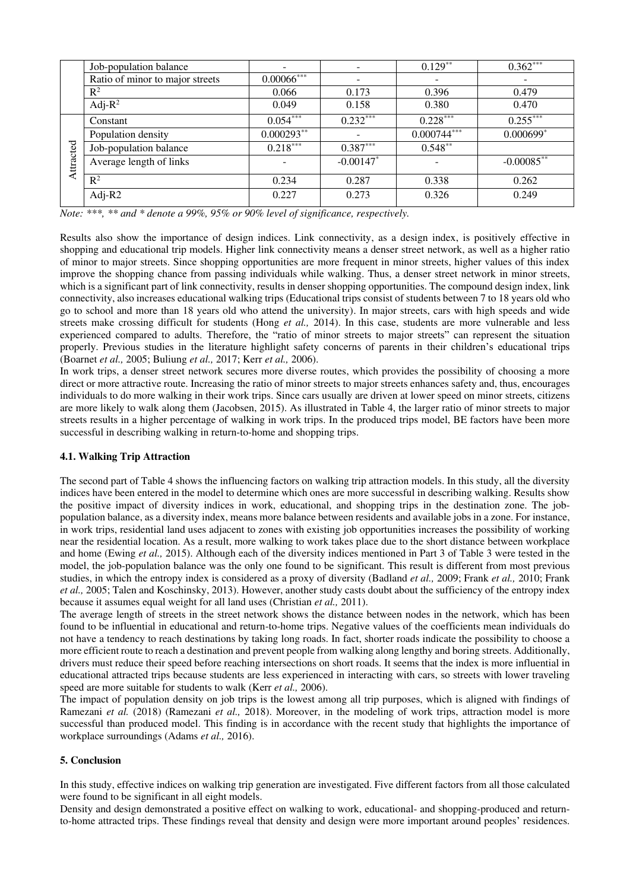| | | | | | |
|---|---|---|---|---|---|
| | Job-population balance | - | - | $0.129^{**}$ | $0.362^{***}$ |
| | Ratio of minor to major streets | $0.00066^{***}$ | - | - | - |
| | $R^2$ | 0.066 | 0.173 | 0.396 | 0.479 |
| | Adj-$R^2$ | 0.049 | 0.158 | 0.380 | 0.470 |
| Attracted | Constant | $0.054^{***}$ | $0.232^{***}$ | $0.228^{***}$ | $0.255^{***}$ |
| | Population density | $0.000293^{**}$ | - | $0.000744^{***}$ | $0.000699^{*}$ |
| | Job-population balance | $0.218^{***}$ | $0.387^{***}$ | $0.548^{**}$ | |
| | Average length of links | - | $-0.00147^{*}$ | - | $-0.00085^{**}$ |
| | $R^2$ | 0.234 | 0.287 | 0.338 | 0.262 |
| | Adj-R2 | 0.227 | 0.273 | 0.326 | 0.249 |

*Note: \*\*\*, \*\* and \* denote a 99%, 95% or 90% level of significance, respectively.*

Results also show the importance of design indices. Link connectivity, as a design index, is positively effective in shopping and educational trip models. Higher link connectivity means a denser street network, as well as a higher ratio of minor to major streets. Since shopping opportunities are more frequent in minor streets, higher values of this index improve the shopping chance from passing individuals while walking. Thus, a denser street network in minor streets, which is a significant part of link connectivity, results in denser shopping opportunities. The compound design index, link connectivity, also increases educational walking trips (Educational trips consist of students between 7 to 18 years old who go to school and more than 18 years old who attend the university). In major streets, cars with high speeds and wide streets make crossing difficult for students (Hong *et al.,* 2014). In this case, students are more vulnerable and less experienced compared to adults. Therefore, the "ratio of minor streets to major streets" can represent the situation properly. Previous studies in the literature highlight safety concerns of parents in their children's educational trips (Boarnet *et al.,* 2005; Buliung *et al.,* 2017; Kerr *et al.,* 2006).

In work trips, a denser street network secures more diverse routes, which provides the possibility of choosing a more direct or more attractive route. Increasing the ratio of minor streets to major streets enhances safety and, thus, encourages individuals to do more walking in their work trips. Since cars usually are driven at lower speed on minor streets, citizens are more likely to walk along them (Jacobsen, 2015). As illustrated in Table 4, the larger ratio of minor streets to major streets results in a higher percentage of walking in work trips. In the produced trips model, BE factors have been more successful in describing walking in return-to-home and shopping trips.

### 4.1. Walking Trip Attraction

The second part of Table 4 shows the influencing factors on walking trip attraction models. In this study, all the diversity indices have been entered in the model to determine which ones are more successful in describing walking. Results show the positive impact of diversity indices in work, educational, and shopping trips in the destination zone. The job-population balance, as a diversity index, means more balance between residents and available jobs in a zone. For instance, in work trips, residential land uses adjacent to zones with existing job opportunities increases the possibility of working near the residential location. As a result, more walking to work takes place due to the short distance between workplace and home (Ewing *et al.,* 2015). Although each of the diversity indices mentioned in Part 3 of Table 3 were tested in the model, the job-population balance was the only one found to be significant. This result is different from most previous studies, in which the entropy index is considered as a proxy of diversity (Badland *et al.,* 2009; Frank *et al.,* 2010; Frank *et al.,* 2005; Talen and Koschinsky, 2013). However, another study casts doubt about the sufficiency of the entropy index because it assumes equal weight for all land uses (Christian *et al.,* 2011).

The average length of streets in the street network shows the distance between nodes in the network, which has been found to be influential in educational and return-to-home trips. Negative values of the coefficients mean individuals do not have a tendency to reach destinations by taking long roads. In fact, shorter roads indicate the possibility to choose a more efficient route to reach a destination and prevent people from walking along lengthy and boring streets. Additionally, drivers must reduce their speed before reaching intersections on short roads. It seems that the index is more influential in educational attracted trips because students are less experienced in interacting with cars, so streets with lower traveling speed are more suitable for students to walk (Kerr *et al.,* 2006).

The impact of population density on job trips is the lowest among all trip purposes, which is aligned with findings of Ramezani *et al.* (2018) (Ramezani *et al.,* 2018). Moreover, in the modeling of work trips, attraction model is more successful than produced model. This finding is in accordance with the recent study that highlights the importance of workplace surroundings (Adams *et al.,* 2016).

## 5. Conclusion

In this study, effective indices on walking trip generation are investigated. Five different factors from all those calculated were found to be significant in all eight models.

Density and design demonstrated a positive effect on walking to work, educational- and shopping-produced and return-to-home attracted trips. These findings reveal that density and design were more important around peoples' residences.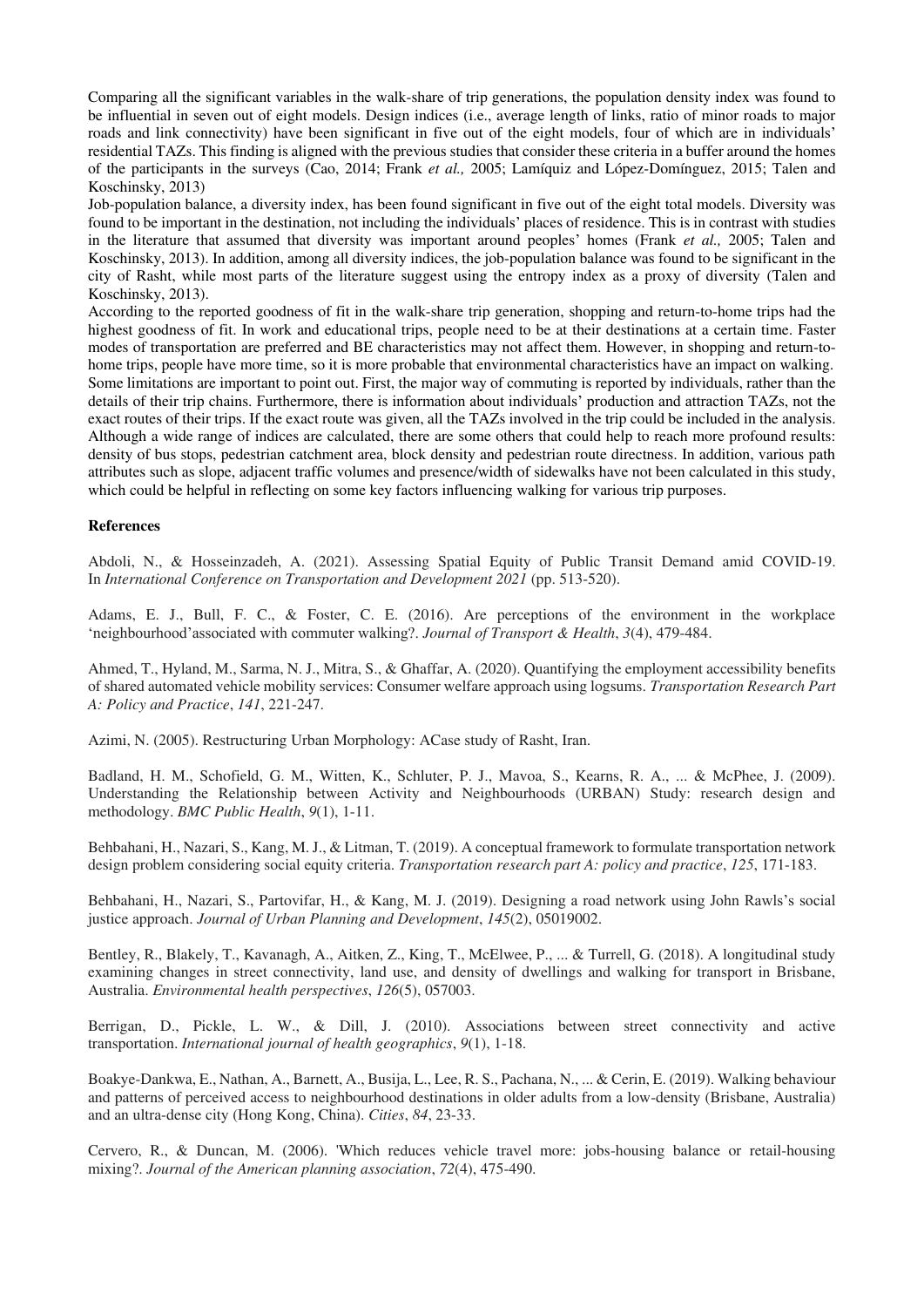Comparing all the significant variables in the walk-share of trip generations, the population density index was found to be influential in seven out of eight models. Design indices (i.e., average length of links, ratio of minor roads to major roads and link connectivity) have been significant in five out of the eight models, four of which are in individuals' residential TAZs. This finding is aligned with the previous studies that consider these criteria in a buffer around the homes of the participants in the surveys (Cao, 2014; Frank *et al.,* 2005; Lamíquiz and López-Domínguez, 2015; Talen and Koschinsky, 2013)

Job-population balance, a diversity index, has been found significant in five out of the eight total models. Diversity was found to be important in the destination, not including the individuals' places of residence. This is in contrast with studies in the literature that assumed that diversity was important around peoples' homes (Frank *et al.,* 2005; Talen and Koschinsky, 2013). In addition, among all diversity indices, the job-population balance was found to be significant in the city of Rasht, while most parts of the literature suggest using the entropy index as a proxy of diversity (Talen and Koschinsky, 2013).

According to the reported goodness of fit in the walk-share trip generation, shopping and return-to-home trips had the highest goodness of fit. In work and educational trips, people need to be at their destinations at a certain time. Faster modes of transportation are preferred and BE characteristics may not affect them. However, in shopping and return-to-home trips, people have more time, so it is more probable that environmental characteristics have an impact on walking.

Some limitations are important to point out. First, the major way of commuting is reported by individuals, rather than the details of their trip chains. Furthermore, there is information about individuals' production and attraction TAZs, not the exact routes of their trips. If the exact route was given, all the TAZs involved in the trip could be included in the analysis. Although a wide range of indices are calculated, there are some others that could help to reach more profound results: density of bus stops, pedestrian catchment area, block density and pedestrian route directness. In addition, various path attributes such as slope, adjacent traffic volumes and presence/width of sidewalks have not been calculated in this study, which could be helpful in reflecting on some key factors influencing walking for various trip purposes.

**References**

Abdoli, N., & Hosseinzadeh, A. (2021). Assessing Spatial Equity of Public Transit Demand amid COVID-19. In *International Conference on Transportation and Development 2021* (pp. 513-520).

Adams, E. J., Bull, F. C., & Foster, C. E. (2016). Are perceptions of the environment in the workplace 'neighbourhood'associated with commuter walking?. *Journal of Transport & Health*, *3*(4), 479-484.

Ahmed, T., Hyland, M., Sarma, N. J., Mitra, S., & Ghaffar, A. (2020). Quantifying the employment accessibility benefits of shared automated vehicle mobility services: Consumer welfare approach using logsums. *Transportation Research Part A: Policy and Practice*, *141*, 221-247.

Azimi, N. (2005). Restructuring Urban Morphology: ACase study of Rasht, Iran.

Badland, H. M., Schofield, G. M., Witten, K., Schluter, P. J., Mavoa, S., Kearns, R. A., ... & McPhee, J. (2009). Understanding the Relationship between Activity and Neighbourhoods (URBAN) Study: research design and methodology. *BMC Public Health*, *9*(1), 1-11.

Behbahani, H., Nazari, S., Kang, M. J., & Litman, T. (2019). A conceptual framework to formulate transportation network design problem considering social equity criteria. *Transportation research part A: policy and practice*, *125*, 171-183.

Behbahani, H., Nazari, S., Partovifar, H., & Kang, M. J. (2019). Designing a road network using John Rawls's social justice approach. *Journal of Urban Planning and Development*, *145*(2), 05019002.

Bentley, R., Blakely, T., Kavanagh, A., Aitken, Z., King, T., McElwee, P., ... & Turrell, G. (2018). A longitudinal study examining changes in street connectivity, land use, and density of dwellings and walking for transport in Brisbane, Australia. *Environmental health perspectives*, *126*(5), 057003.

Berrigan, D., Pickle, L. W., & Dill, J. (2010). Associations between street connectivity and active transportation. *International journal of health geographics*, *9*(1), 1-18.

Boakye-Dankwa, E., Nathan, A., Barnett, A., Busija, L., Lee, R. S., Pachana, N., ... & Cerin, E. (2019). Walking behaviour and patterns of perceived access to neighbourhood destinations in older adults from a low-density (Brisbane, Australia) and an ultra-dense city (Hong Kong, China). *Cities*, *84*, 23-33.

Cervero, R., & Duncan, M. (2006). 'Which reduces vehicle travel more: jobs-housing balance or retail-housing mixing?. *Journal of the American planning association*, *72*(4), 475-490.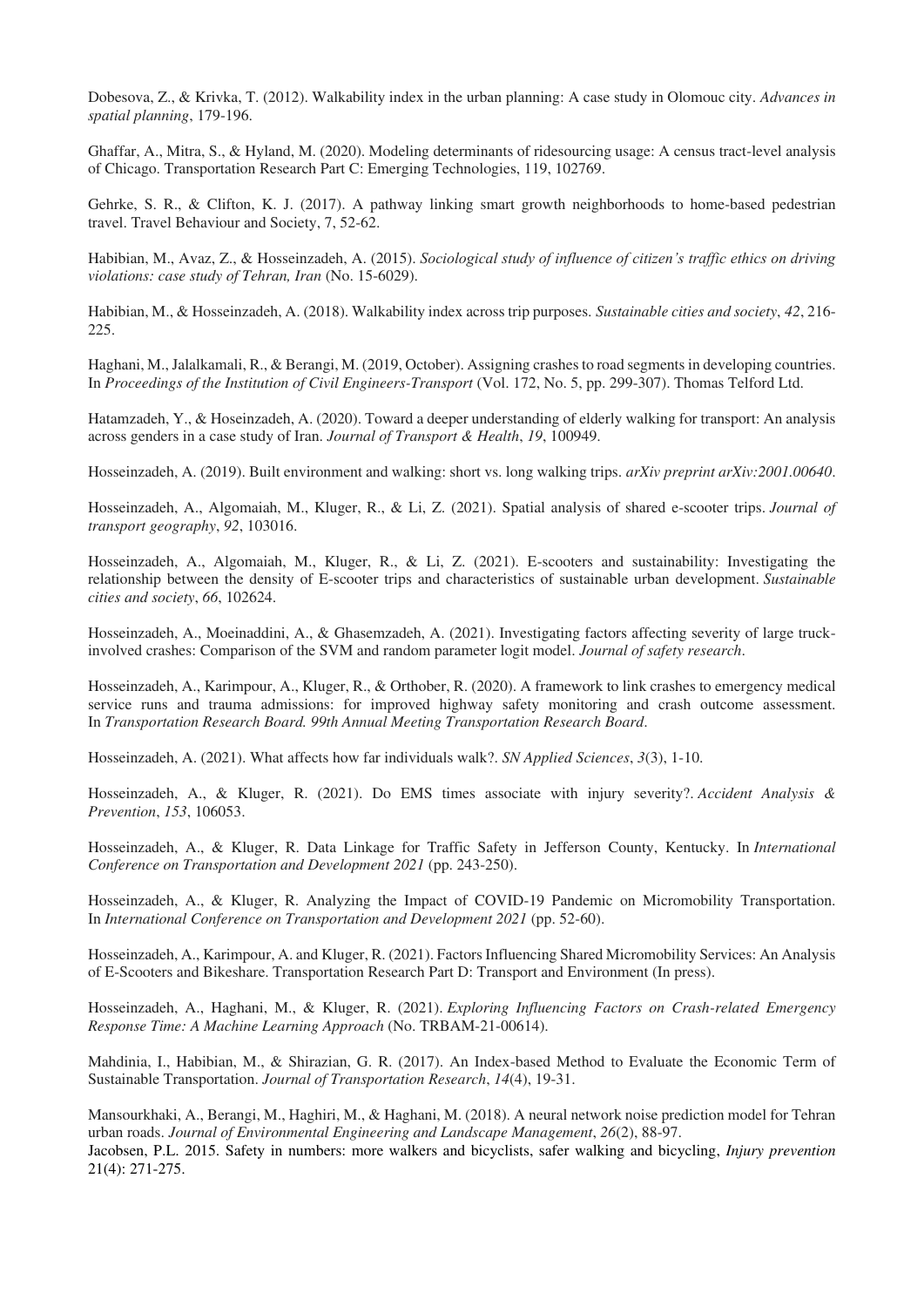Dobesova, Z., & Krivka, T. (2012). Walkability index in the urban planning: A case study in Olomouc city. *Advances in spatial planning*, 179-196.

Ghaffar, A., Mitra, S., & Hyland, M. (2020). Modeling determinants of ridesourcing usage: A census tract-level analysis of Chicago. Transportation Research Part C: Emerging Technologies, 119, 102769.

Gehrke, S. R., & Clifton, K. J. (2017). A pathway linking smart growth neighborhoods to home-based pedestrian travel. Travel Behaviour and Society, 7, 52-62.

Habibian, M., Avaz, Z., & Hosseinzadeh, A. (2015). *Sociological study of influence of citizen's traffic ethics on driving violations: case study of Tehran, Iran* (No. 15-6029).

Habibian, M., & Hosseinzadeh, A. (2018). Walkability index across trip purposes. *Sustainable cities and society*, *42*, 216-225.

Haghani, M., Jalalkamali, R., & Berangi, M. (2019, October). Assigning crashes to road segments in developing countries. In *Proceedings of the Institution of Civil Engineers-Transport* (Vol. 172, No. 5, pp. 299-307). Thomas Telford Ltd.

Hatamzadeh, Y., & Hoseinzadeh, A. (2020). Toward a deeper understanding of elderly walking for transport: An analysis across genders in a case study of Iran. *Journal of Transport & Health*, *19*, 100949.

Hosseinzadeh, A. (2019). Built environment and walking: short vs. long walking trips. *arXiv preprint arXiv:2001.00640*.

Hosseinzadeh, A., Algomaiah, M., Kluger, R., & Li, Z. (2021). Spatial analysis of shared e-scooter trips. *Journal of transport geography*, *92*, 103016.

Hosseinzadeh, A., Algomaiah, M., Kluger, R., & Li, Z. (2021). E-scooters and sustainability: Investigating the relationship between the density of E-scooter trips and characteristics of sustainable urban development. *Sustainable cities and society*, *66*, 102624.

Hosseinzadeh, A., Moeinaddini, A., & Ghasemzadeh, A. (2021). Investigating factors affecting severity of large truck-involved crashes: Comparison of the SVM and random parameter logit model. *Journal of safety research*.

Hosseinzadeh, A., Karimpour, A., Kluger, R., & Orthober, R. (2020). A framework to link crashes to emergency medical service runs and trauma admissions: for improved highway safety monitoring and crash outcome assessment. In *Transportation Research Board. 99th Annual Meeting Transportation Research Board*.

Hosseinzadeh, A. (2021). What affects how far individuals walk?. *SN Applied Sciences*, *3*(3), 1-10.

Hosseinzadeh, A., & Kluger, R. (2021). Do EMS times associate with injury severity?. *Accident Analysis & Prevention*, *153*, 106053.

Hosseinzadeh, A., & Kluger, R. Data Linkage for Traffic Safety in Jefferson County, Kentucky. In *International Conference on Transportation and Development 2021* (pp. 243-250).

Hosseinzadeh, A., & Kluger, R. Analyzing the Impact of COVID-19 Pandemic on Micromobility Transportation. In *International Conference on Transportation and Development 2021* (pp. 52-60).

Hosseinzadeh, A., Karimpour, A. and Kluger, R. (2021). Factors Influencing Shared Micromobility Services: An Analysis of E-Scooters and Bikeshare. Transportation Research Part D: Transport and Environment (In press).

Hosseinzadeh, A., Haghani, M., & Kluger, R. (2021). *Exploring Influencing Factors on Crash-related Emergency Response Time: A Machine Learning Approach* (No. TRBAM-21-00614).

Mahdinia, I., Habibian, M., & Shirazian, G. R. (2017). An Index-based Method to Evaluate the Economic Term of Sustainable Transportation. *Journal of Transportation Research*, *14*(4), 19-31.

Mansourkhaki, A., Berangi, M., Haghiri, M., & Haghani, M. (2018). A neural network noise prediction model for Tehran urban roads. *Journal of Environmental Engineering and Landscape Management*, *26*(2), 88-97.

Jacobsen, P.L. 2015. Safety in numbers: more walkers and bicyclists, safer walking and bicycling, *Injury prevention* 21(4): 271-275.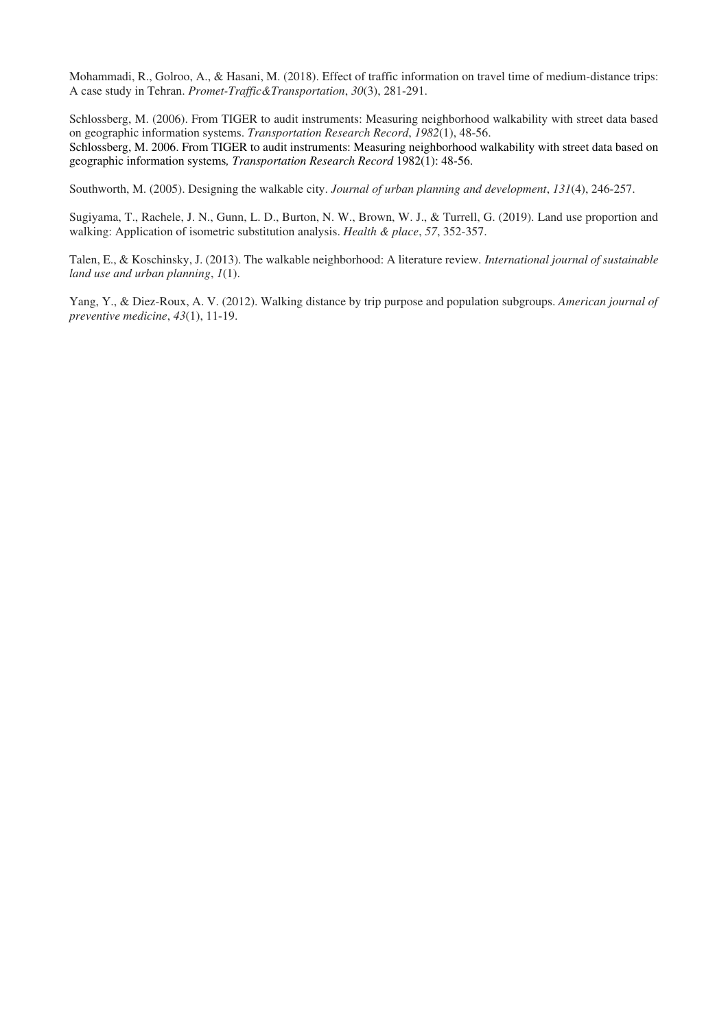Mohammadi, R., Golroo, A., & Hasani, M. (2018). Effect of traffic information on travel time of medium-distance trips: A case study in Tehran. *Promet-Traffic&Transportation*, *30*(3), 281-291.

Schlossberg, M. (2006). From TIGER to audit instruments: Measuring neighborhood walkability with street data based on geographic information systems. *Transportation Research Record*, *1982*(1), 48-56.
Schlossberg, M. 2006. From TIGER to audit instruments: Measuring neighborhood walkability with street data based on geographic information systems*, Transportation Research Record* 1982(1): 48-56.

Southworth, M. (2005). Designing the walkable city. *Journal of urban planning and development*, *131*(4), 246-257.

Sugiyama, T., Rachele, J. N., Gunn, L. D., Burton, N. W., Brown, W. J., & Turrell, G. (2019). Land use proportion and walking: Application of isometric substitution analysis. *Health & place*, *57*, 352-357.

Talen, E., & Koschinsky, J. (2013). The walkable neighborhood: A literature review. *International journal of sustainable land use and urban planning*, *1*(1).

Yang, Y., & Diez-Roux, A. V. (2012). Walking distance by trip purpose and population subgroups. *American journal of preventive medicine*, *43*(1), 11-19.